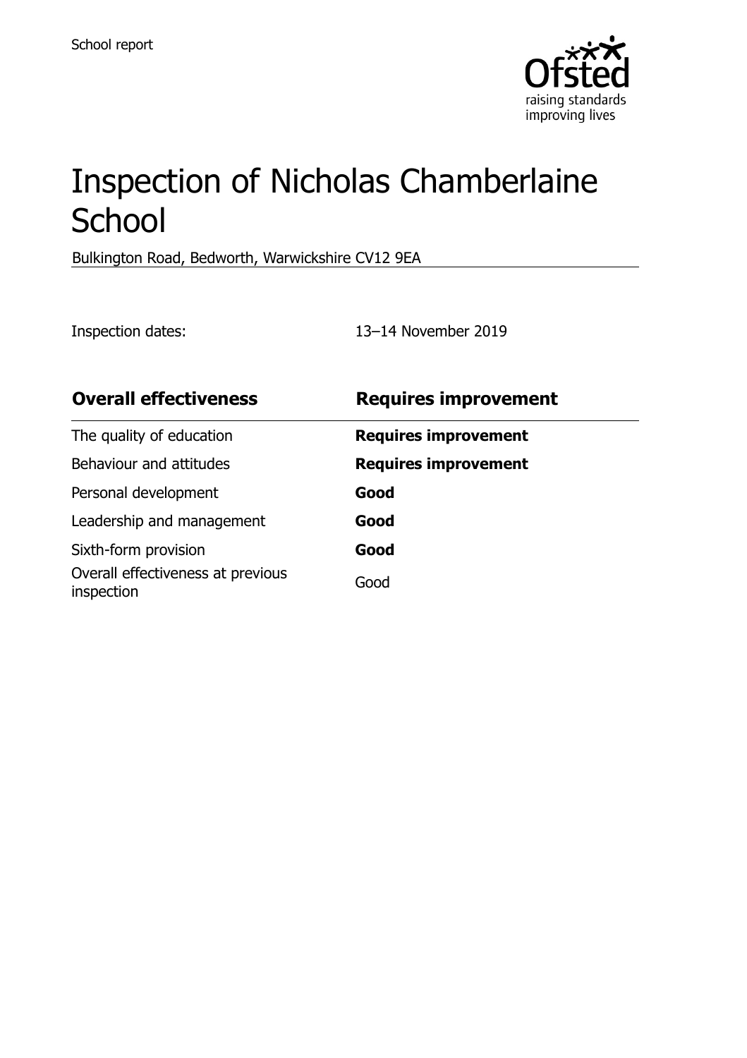School report

# Inspection of Nicholas Chamberlaine School

Bulkington Road, Bedworth, Warwickshire CV12 9EA

Inspection dates: 13–14 November 2019

| **Overall effectiveness** | **Requires improvement** |
| --- | --- |
| The quality of education | **Requires improvement** |
| Behaviour and attitudes | **Requires improvement** |
| Personal development | **Good** |
| Leadership and management | **Good** |
| Sixth-form provision | **Good** |
| Overall effectiveness at previous inspection | Good |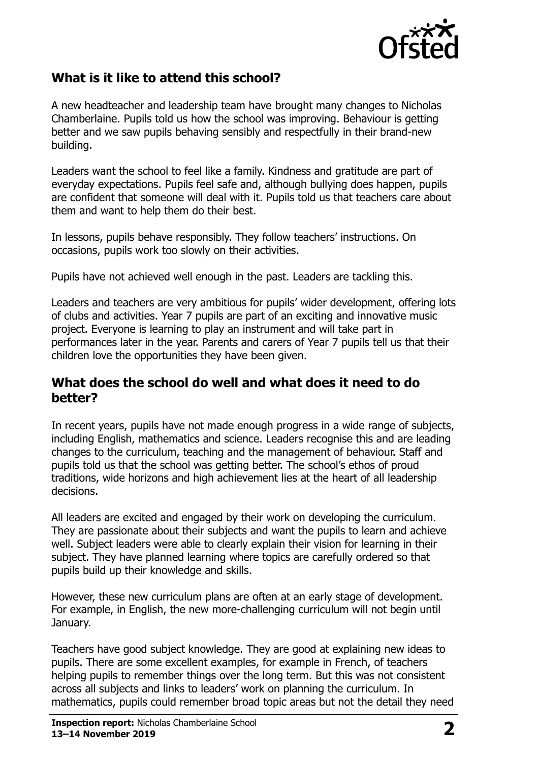## What is it like to attend this school?

A new headteacher and leadership team have brought many changes to Nicholas Chamberlaine. Pupils told us how the school was improving. Behaviour is getting better and we saw pupils behaving sensibly and respectfully in their brand-new building.

Leaders want the school to feel like a family. Kindness and gratitude are part of everyday expectations. Pupils feel safe and, although bullying does happen, pupils are confident that someone will deal with it. Pupils told us that teachers care about them and want to help them do their best.

In lessons, pupils behave responsibly. They follow teachers' instructions. On occasions, pupils work too slowly on their activities.

Pupils have not achieved well enough in the past. Leaders are tackling this.

Leaders and teachers are very ambitious for pupils' wider development, offering lots of clubs and activities. Year 7 pupils are part of an exciting and innovative music project. Everyone is learning to play an instrument and will take part in performances later in the year. Parents and carers of Year 7 pupils tell us that their children love the opportunities they have been given.

## What does the school do well and what does it need to do better?

In recent years, pupils have not made enough progress in a wide range of subjects, including English, mathematics and science. Leaders recognise this and are leading changes to the curriculum, teaching and the management of behaviour. Staff and pupils told us that the school was getting better. The school's ethos of proud traditions, wide horizons and high achievement lies at the heart of all leadership decisions.

All leaders are excited and engaged by their work on developing the curriculum. They are passionate about their subjects and want the pupils to learn and achieve well. Subject leaders were able to clearly explain their vision for learning in their subject. They have planned learning where topics are carefully ordered so that pupils build up their knowledge and skills.

However, these new curriculum plans are often at an early stage of development. For example, in English, the new more-challenging curriculum will not begin until January.

Teachers have good subject knowledge. They are good at explaining new ideas to pupils. There are some excellent examples, for example in French, of teachers helping pupils to remember things over the long term. But this was not consistent across all subjects and links to leaders' work on planning the curriculum. In mathematics, pupils could remember broad topic areas but not the detail they need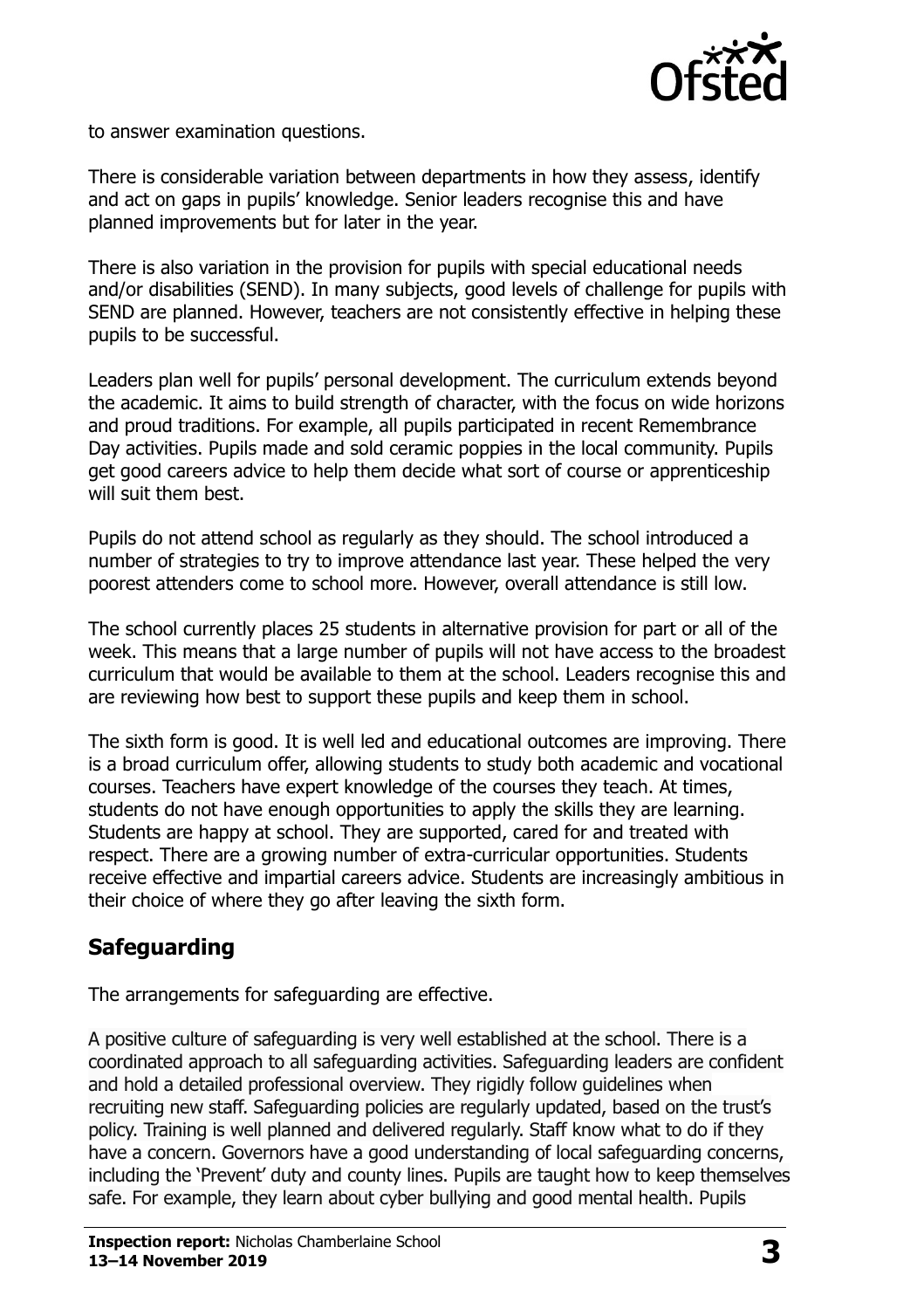to answer examination questions.

There is considerable variation between departments in how they assess, identify and act on gaps in pupils' knowledge. Senior leaders recognise this and have planned improvements but for later in the year.

There is also variation in the provision for pupils with special educational needs and/or disabilities (SEND). In many subjects, good levels of challenge for pupils with SEND are planned. However, teachers are not consistently effective in helping these pupils to be successful.

Leaders plan well for pupils' personal development. The curriculum extends beyond the academic. It aims to build strength of character, with the focus on wide horizons and proud traditions. For example, all pupils participated in recent Remembrance Day activities. Pupils made and sold ceramic poppies in the local community. Pupils get good careers advice to help them decide what sort of course or apprenticeship will suit them best.

Pupils do not attend school as regularly as they should. The school introduced a number of strategies to try to improve attendance last year. These helped the very poorest attenders come to school more. However, overall attendance is still low.

The school currently places 25 students in alternative provision for part or all of the week. This means that a large number of pupils will not have access to the broadest curriculum that would be available to them at the school. Leaders recognise this and are reviewing how best to support these pupils and keep them in school.

The sixth form is good. It is well led and educational outcomes are improving. There is a broad curriculum offer, allowing students to study both academic and vocational courses. Teachers have expert knowledge of the courses they teach. At times, students do not have enough opportunities to apply the skills they are learning. Students are happy at school. They are supported, cared for and treated with respect. There are a growing number of extra-curricular opportunities. Students receive effective and impartial careers advice. Students are increasingly ambitious in their choice of where they go after leaving the sixth form.

## Safeguarding

The arrangements for safeguarding are effective.

A positive culture of safeguarding is very well established at the school. There is a coordinated approach to all safeguarding activities. Safeguarding leaders are confident and hold a detailed professional overview. They rigidly follow guidelines when recruiting new staff. Safeguarding policies are regularly updated, based on the trust's policy. Training is well planned and delivered regularly. Staff know what to do if they have a concern. Governors have a good understanding of local safeguarding concerns, including the 'Prevent' duty and county lines. Pupils are taught how to keep themselves safe. For example, they learn about cyber bullying and good mental health. Pupils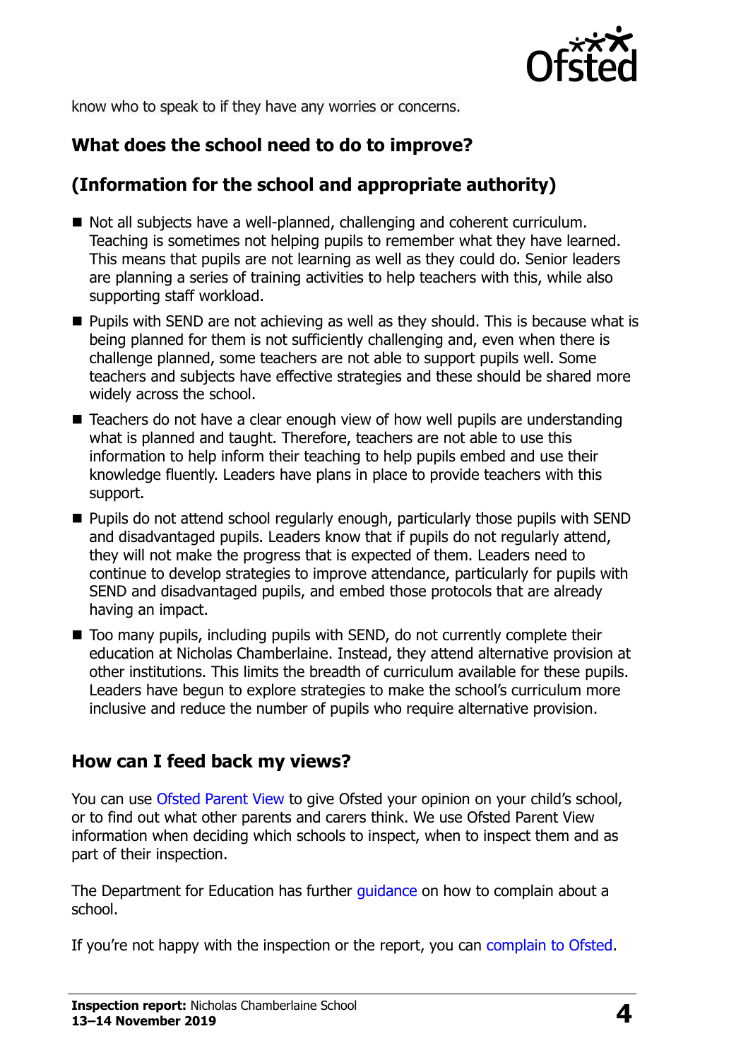know who to speak to if they have any worries or concerns.

## What does the school need to do to improve?

## (Information for the school and appropriate authority)

- Not all subjects have a well-planned, challenging and coherent curriculum. Teaching is sometimes not helping pupils to remember what they have learned. This means that pupils are not learning as well as they could do. Senior leaders are planning a series of training activities to help teachers with this, while also supporting staff workload.
- Pupils with SEND are not achieving as well as they should. This is because what is being planned for them is not sufficiently challenging and, even when there is challenge planned, some teachers are not able to support pupils well. Some teachers and subjects have effective strategies and these should be shared more widely across the school.
- Teachers do not have a clear enough view of how well pupils are understanding what is planned and taught. Therefore, teachers are not able to use this information to help inform their teaching to help pupils embed and use their knowledge fluently. Leaders have plans in place to provide teachers with this support.
- Pupils do not attend school regularly enough, particularly those pupils with SEND and disadvantaged pupils. Leaders know that if pupils do not regularly attend, they will not make the progress that is expected of them. Leaders need to continue to develop strategies to improve attendance, particularly for pupils with SEND and disadvantaged pupils, and embed those protocols that are already having an impact.
- Too many pupils, including pupils with SEND, do not currently complete their education at Nicholas Chamberlaine. Instead, they attend alternative provision at other institutions. This limits the breadth of curriculum available for these pupils. Leaders have begun to explore strategies to make the school's curriculum more inclusive and reduce the number of pupils who require alternative provision.

## How can I feed back my views?

You can use Ofsted Parent View to give Ofsted your opinion on your child's school, or to find out what other parents and carers think. We use Ofsted Parent View information when deciding which schools to inspect, when to inspect them and as part of their inspection.

The Department for Education has further guidance on how to complain about a school.

If you're not happy with the inspection or the report, you can complain to Ofsted.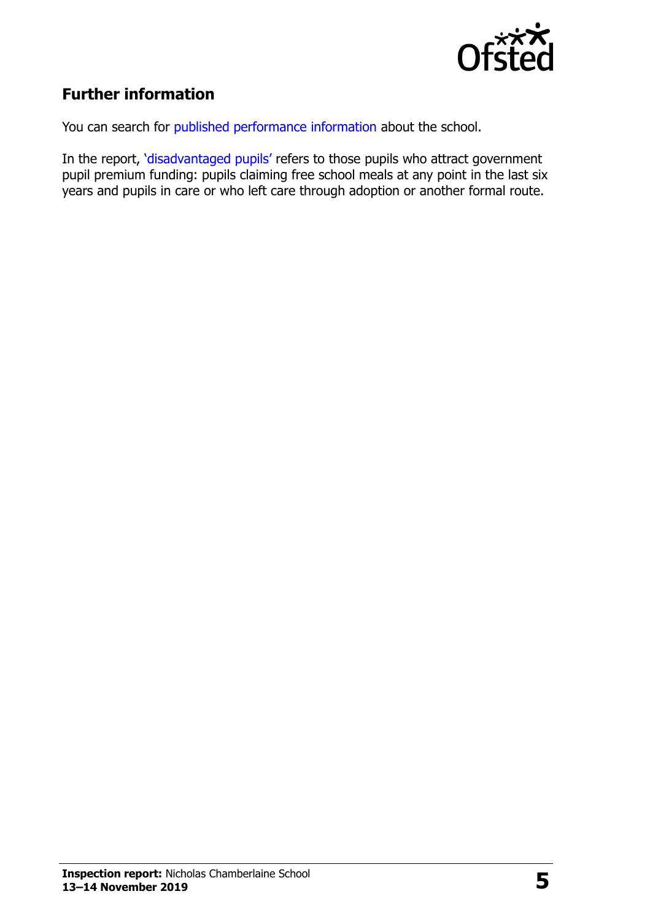## Further information

You can search for published performance information about the school.

In the report, 'disadvantaged pupils' refers to those pupils who attract government pupil premium funding: pupils claiming free school meals at any point in the last six years and pupils in care or who left care through adoption or another formal route.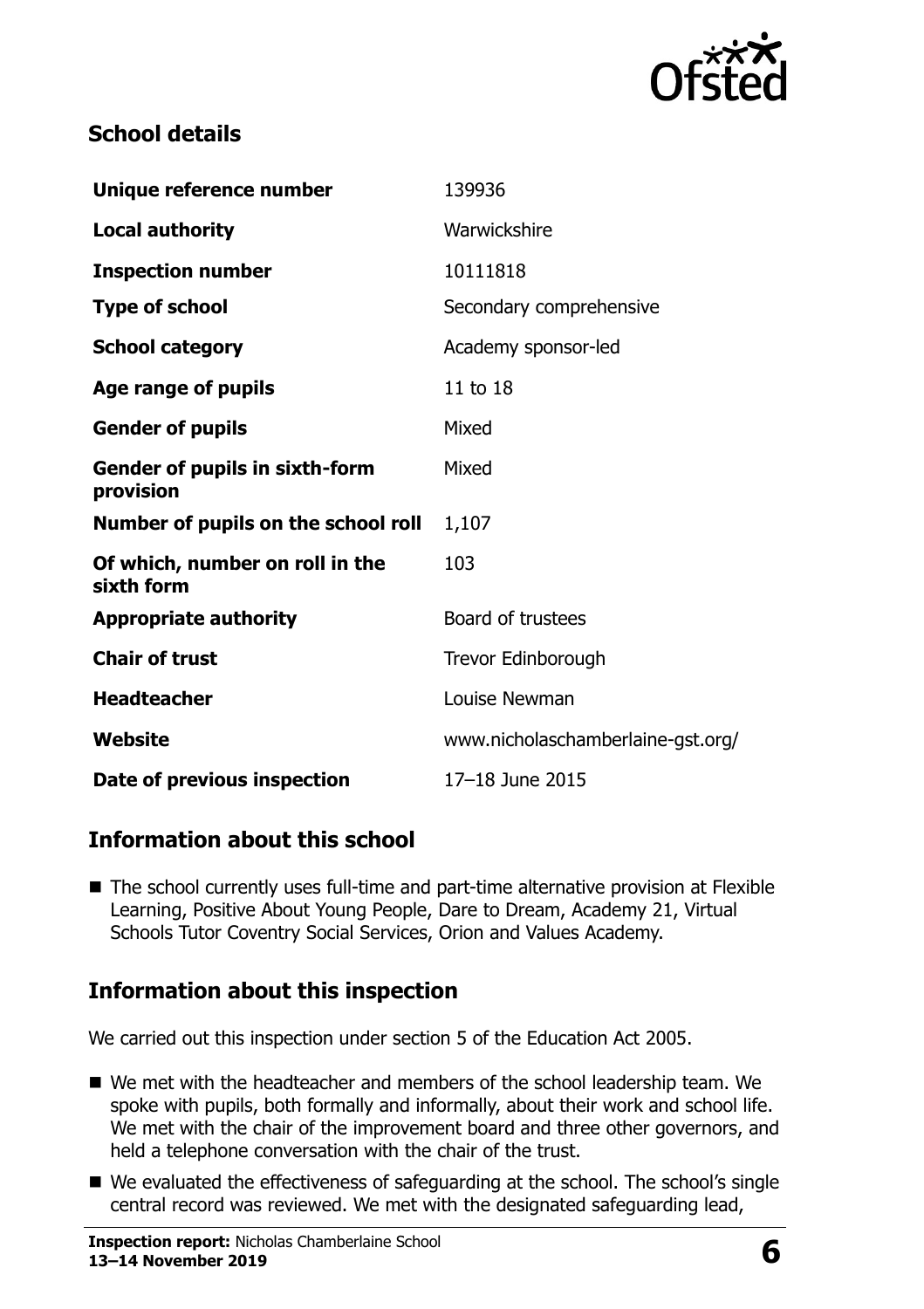## School details

| | |
|---|---|
| **Unique reference number** | 139936 |
| **Local authority** | Warwickshire |
| **Inspection number** | 10111818 |
| **Type of school** | Secondary comprehensive |
| **School category** | Academy sponsor-led |
| **Age range of pupils** | 11 to 18 |
| **Gender of pupils** | Mixed |
| **Gender of pupils in sixth-form provision** | Mixed |
| **Number of pupils on the school roll** | 1,107 |
| **Of which, number on roll in the sixth form** | 103 |
| **Appropriate authority** | Board of trustees |
| **Chair of trust** | Trevor Edinborough |
| **Headteacher** | Louise Newman |
| **Website** | www.nicholaschamberlaine-gst.org/ |
| **Date of previous inspection** | 17–18 June 2015 |

## Information about this school

- The school currently uses full-time and part-time alternative provision at Flexible Learning, Positive About Young People, Dare to Dream, Academy 21, Virtual Schools Tutor Coventry Social Services, Orion and Values Academy.

## Information about this inspection

We carried out this inspection under section 5 of the Education Act 2005.

- We met with the headteacher and members of the school leadership team. We spoke with pupils, both formally and informally, about their work and school life. We met with the chair of the improvement board and three other governors, and held a telephone conversation with the chair of the trust.
- We evaluated the effectiveness of safeguarding at the school. The school's single central record was reviewed. We met with the designated safeguarding lead,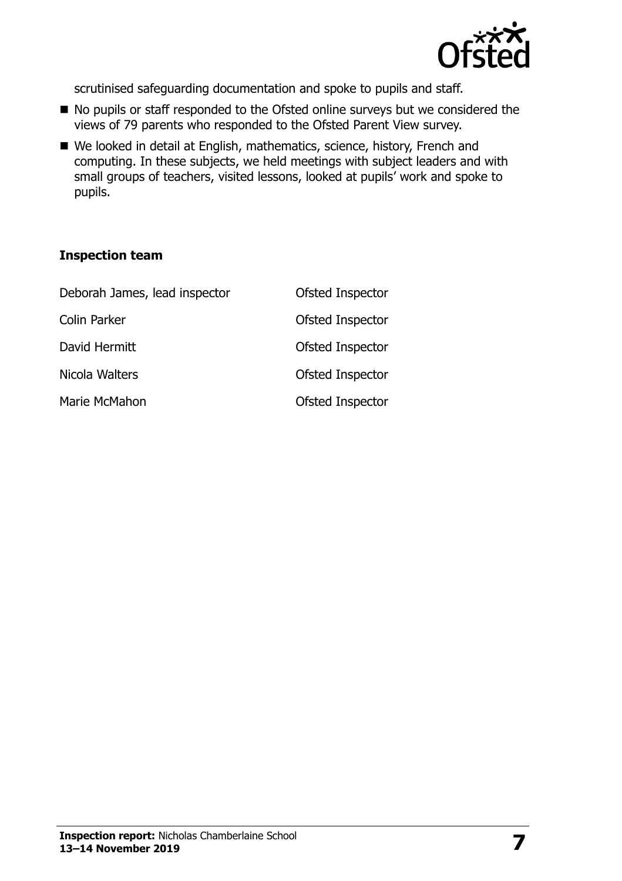scrutinised safeguarding documentation and spoke to pupils and staff.

- No pupils or staff responded to the Ofsted online surveys but we considered the views of 79 parents who responded to the Ofsted Parent View survey.
- We looked in detail at English, mathematics, science, history, French and computing. In these subjects, we held meetings with subject leaders and with small groups of teachers, visited lessons, looked at pupils' work and spoke to pupils.

### Inspection team

| | |
|---|---|
| Deborah James, lead inspector | Ofsted Inspector |
| Colin Parker | Ofsted Inspector |
| David Hermitt | Ofsted Inspector |
| Nicola Walters | Ofsted Inspector |
| Marie McMahon | Ofsted Inspector |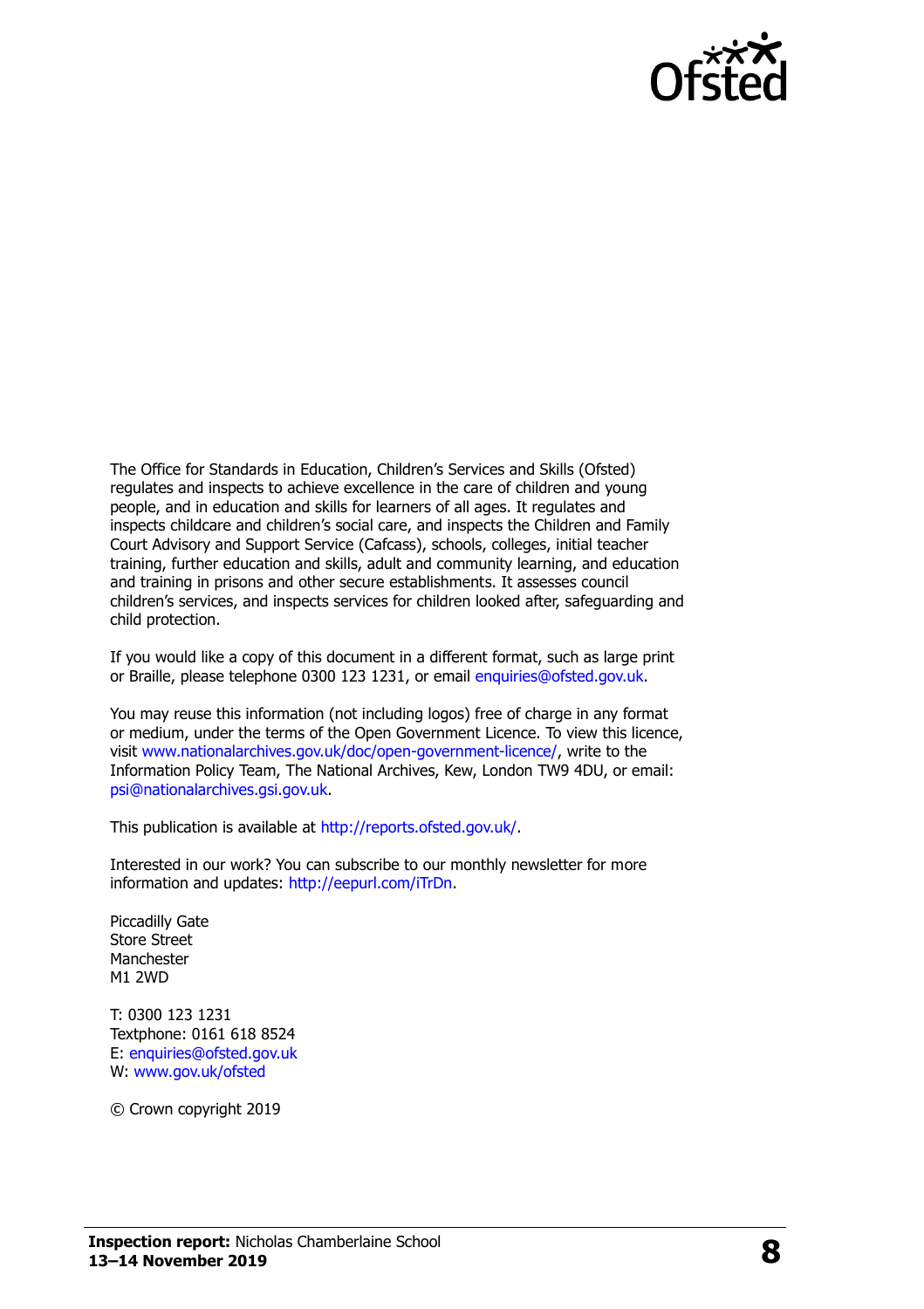The Office for Standards in Education, Children's Services and Skills (Ofsted) regulates and inspects to achieve excellence in the care of children and young people, and in education and skills for learners of all ages. It regulates and inspects childcare and children's social care, and inspects the Children and Family Court Advisory and Support Service (Cafcass), schools, colleges, initial teacher training, further education and skills, adult and community learning, and education and training in prisons and other secure establishments. It assesses council children's services, and inspects services for children looked after, safeguarding and child protection.

If you would like a copy of this document in a different format, such as large print or Braille, please telephone 0300 123 1231, or email enquiries@ofsted.gov.uk.

You may reuse this information (not including logos) free of charge in any format or medium, under the terms of the Open Government Licence. To view this licence, visit www.nationalarchives.gov.uk/doc/open-government-licence/, write to the Information Policy Team, The National Archives, Kew, London TW9 4DU, or email: psi@nationalarchives.gsi.gov.uk.

This publication is available at http://reports.ofsted.gov.uk/.

Interested in our work? You can subscribe to our monthly newsletter for more information and updates: http://eepurl.com/iTrDn.

Piccadilly Gate  
Store Street  
Manchester  
M1 2WD

T: 0300 123 1231  
Textphone: 0161 618 8524  
E: enquiries@ofsted.gov.uk  
W: www.gov.uk/ofsted

© Crown copyright 2019